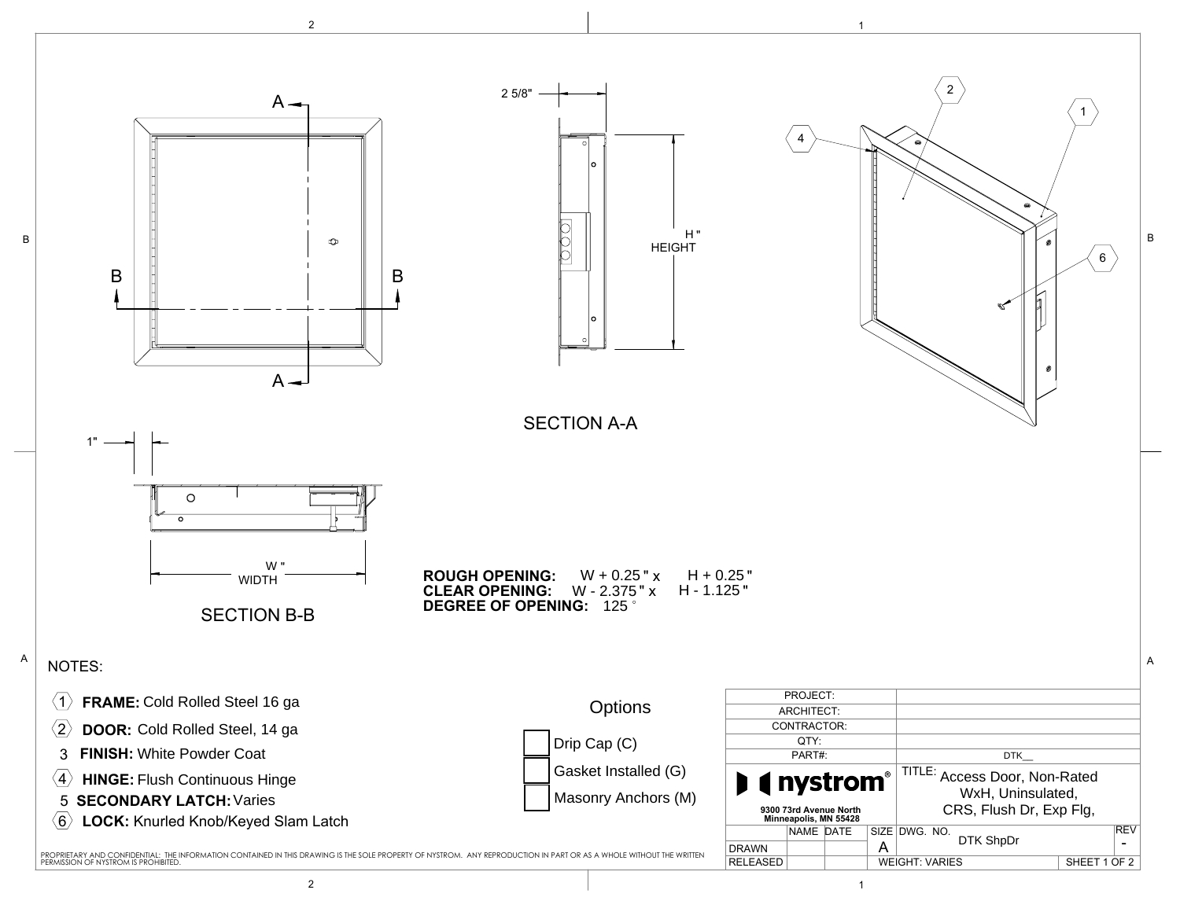2 5/8"

H "
HEIGHT

SECTION A-A

1"

W "
WIDTH

SECTION B-B

**ROUGH OPENING:** W + 0.25 " x H + 0.25 "
**CLEAR OPENING:** W - 2.375 " x H - 1.125 "
**DEGREE OF OPENING:** 125 °

NOTES:

1. **FRAME:** Cold Rolled Steel 16 ga
2. **DOOR:** Cold Rolled Steel, 14 ga
3. **FINISH:** White Powder Coat
4. **HINGE:** Flush Continuous Hinge
5. **SECONDARY LATCH:** Varies
6. **LOCK:** Knurled Knob/Keyed Slam Latch

Options

- [ ] Drip Cap (C)
- [ ] Gasket Installed (G)
- [ ] Masonry Anchors (M)

| PROJECT: | |
|---|---|
| ARCHITECT: | |
| CONTRACTOR: | |
| QTY: | |
| PART#: | DTK__ |

nystrom®
9300 73rd Avenue North
Minneapolis, MN 55428

TITLE: Access Door, Non-Rated WxH, Uninsulated, CRS, Flush Dr, Exp Flg,

| | NAME | DATE | SIZE | DWG. NO. | REV |
|---|---|---|---|---|---|
| DRAWN | | | A | DTK ShpDr | - |
| RELEASED | | | WEIGHT: VARIES | | SHEET 1 OF 2 |

PROPRIETARY AND CONFIDENTIAL: THE INFORMATION CONTAINED IN THIS DRAWING IS THE SOLE PROPERTY OF NYSTROM. ANY REPRODUCTION IN PART OR AS A WHOLE WITHOUT THE WRITTEN PERMISSION OF NYSTROM IS PROHIBITED.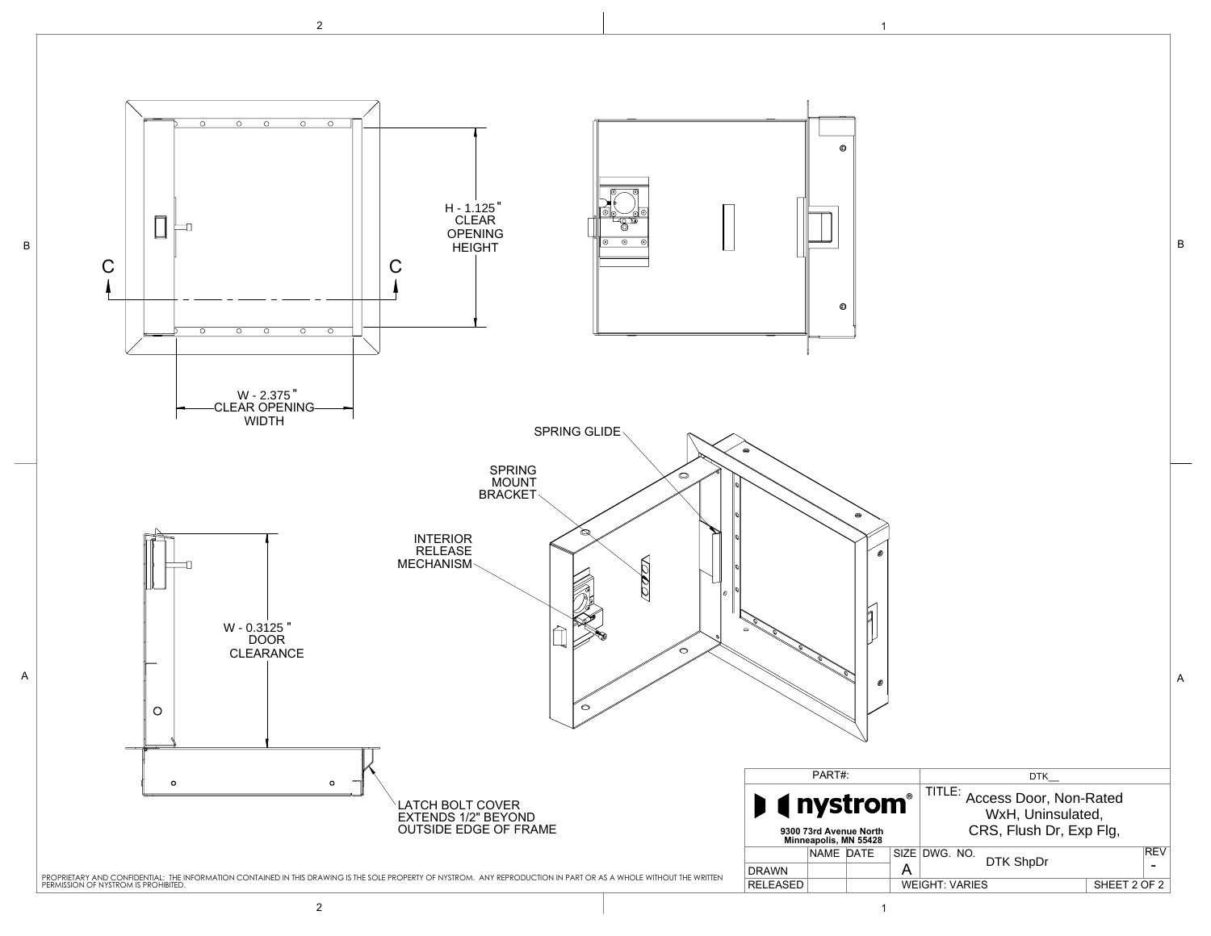H - 1.125"
CLEAR
OPENING
HEIGHT

C

C

W - 2.375"
CLEAR OPENING
WIDTH

SPRING GLIDE

SPRING
MOUNT
BRACKET

INTERIOR
RELEASE
MECHANISM

W - 0.3125"
DOOR
CLEARANCE

LATCH BOLT COVER
EXTENDS 1/2" BEYOND
OUTSIDE EDGE OF FRAME

| PART#: | | | | DTK__ | | |
|---|---|---|---|---|---|---|
| nystrom® 9300 73rd Avenue North Minneapolis, MN 55428 | | | | TITLE: Access Door, Non-Rated WxH, Uninsulated, CRS, Flush Dr, Exp Flg, | | |
| | NAME | DATE | SIZE | DWG. NO. DTK ShpDr | | REV |
| DRAWN | | | A | | | - |
| RELEASED | | | WEIGHT: VARIES | | SHEET 2 OF 2 | |

PROPRIETARY AND CONFIDENTIAL: THE INFORMATION CONTAINED IN THIS DRAWING IS THE SOLE PROPERTY OF NYSTROM. ANY REPRODUCTION IN PART OR AS A WHOLE WITHOUT THE WRITTEN PERMISSION OF NYSTROM IS PROHIBITED.